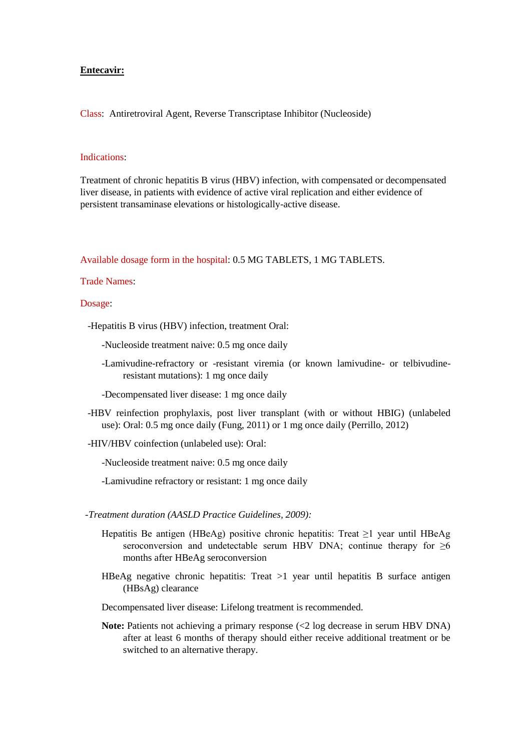**Entecavir:**

Class: Antiretroviral Agent, Reverse Transcriptase Inhibitor (Nucleoside)

Indications:

Treatment of chronic hepatitis B virus (HBV) infection, with compensated or decompensated liver disease, in patients with evidence of active viral replication and either evidence of persistent transaminase elevations or histologically-active disease.

Available dosage form in the hospital: 0.5 MG TABLETS, 1 MG TABLETS.

Trade Names:

Dosage:

- -Hepatitis B virus (HBV) infection, treatment Oral:
  - -Nucleoside treatment naive: 0.5 mg once daily
  - -Lamivudine-refractory or -resistant viremia (or known lamivudine- or telbivudine-resistant mutations): 1 mg once daily
  - -Decompensated liver disease: 1 mg once daily
- -HBV reinfection prophylaxis, post liver transplant (with or without HBIG) (unlabeled use): Oral: 0.5 mg once daily (Fung, 2011) or 1 mg once daily (Perrillo, 2012)
- -HIV/HBV coinfection (unlabeled use): Oral:
  - -Nucleoside treatment naive: 0.5 mg once daily
  - -Lamivudine refractory or resistant: 1 mg once daily

*-Treatment duration (AASLD Practice Guidelines, 2009):*

Hepatitis Be antigen (HBeAg) positive chronic hepatitis: Treat ≥1 year until HBeAg seroconversion and undetectable serum HBV DNA; continue therapy for ≥6 months after HBeAg seroconversion

HBeAg negative chronic hepatitis: Treat >1 year until hepatitis B surface antigen (HBsAg) clearance

Decompensated liver disease: Lifelong treatment is recommended.

**Note:** Patients not achieving a primary response (<2 log decrease in serum HBV DNA) after at least 6 months of therapy should either receive additional treatment or be switched to an alternative therapy.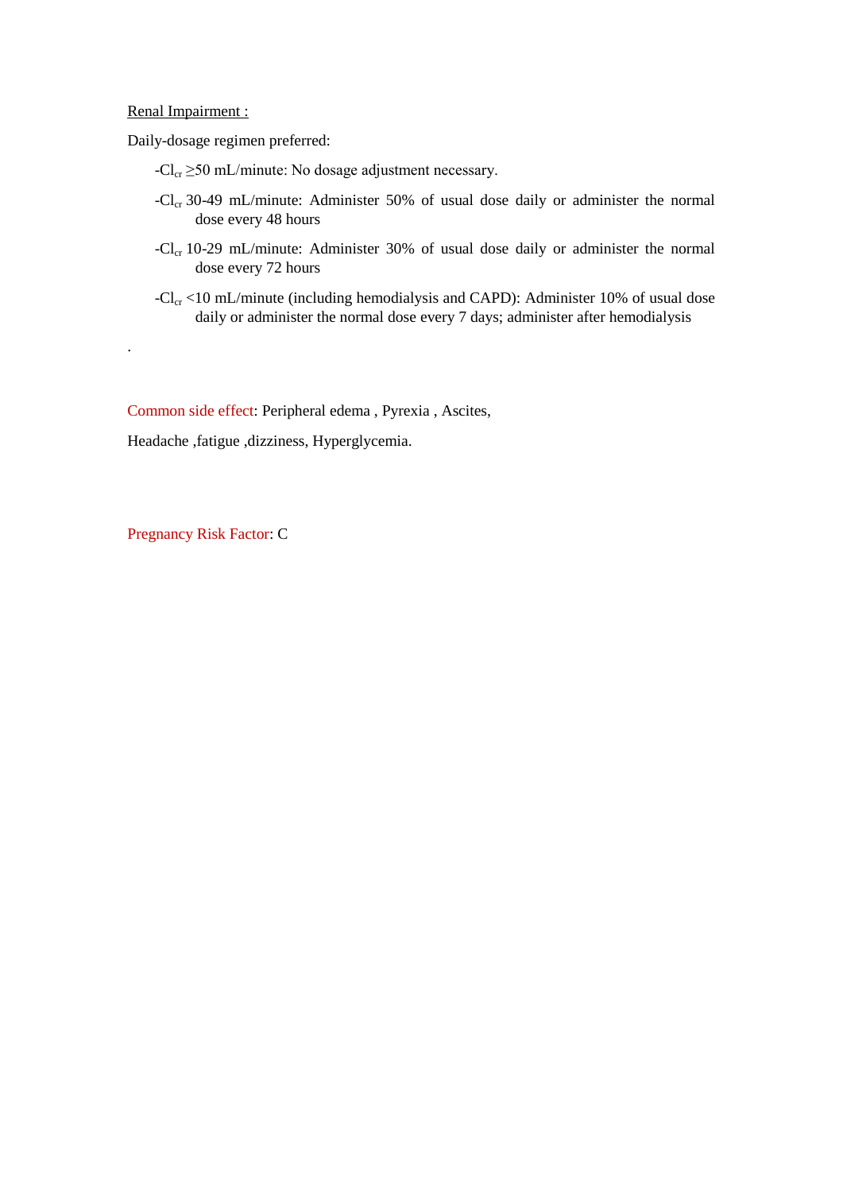<u>Renal Impairment :</u>

Daily-dosage regimen preferred:

- $Cl_{cr}$ ≥50 mL/minute: No dosage adjustment necessary.
- $Cl_{cr}$ 30-49 mL/minute: Administer 50% of usual dose daily or administer the normal dose every 48 hours
- $Cl_{cr}$ 10-29 mL/minute: Administer 30% of usual dose daily or administer the normal dose every 72 hours
- $Cl_{cr}$ <10 mL/minute (including hemodialysis and CAPD): Administer 10% of usual dose daily or administer the normal dose every 7 days; administer after hemodialysis

.

Common side effect: Peripheral edema , Pyrexia , Ascites,

Headache ,fatigue ,dizziness, Hyperglycemia.

Pregnancy Risk Factor: C